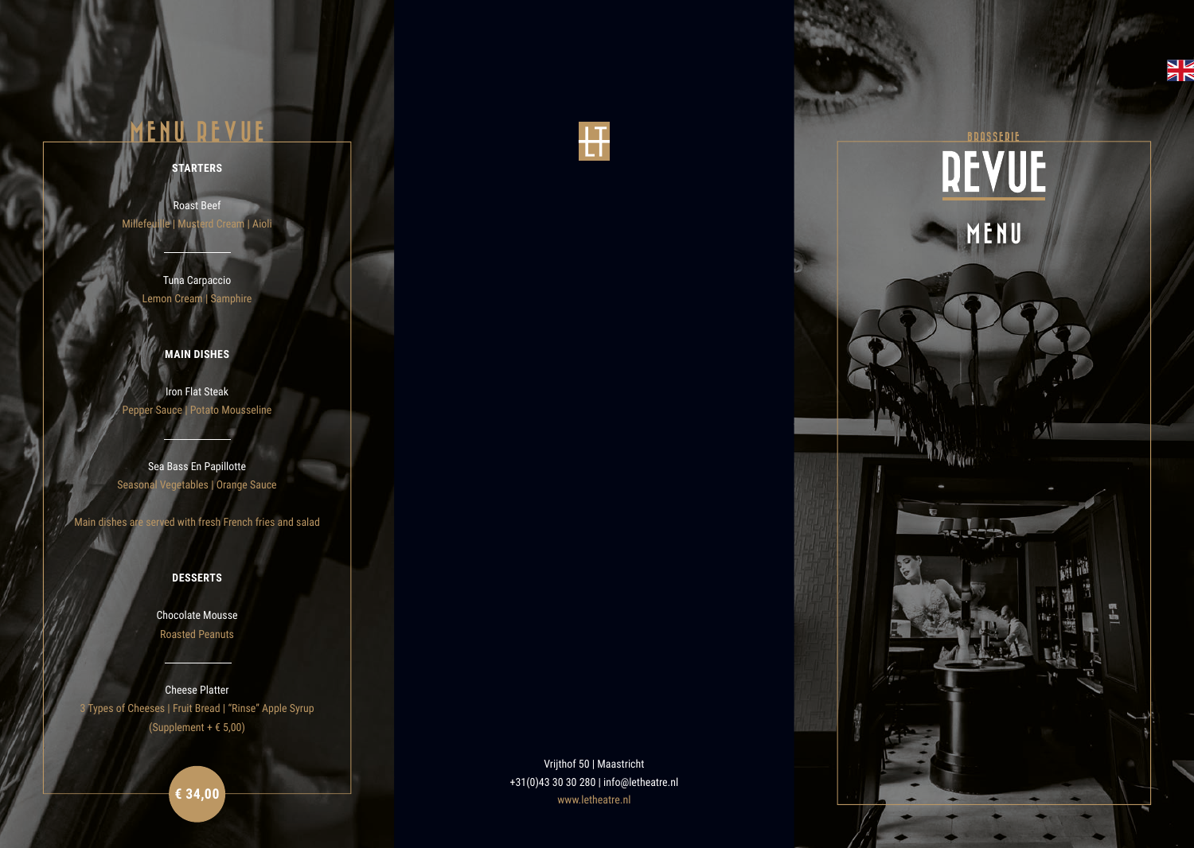# MENU REVUE

## STARTERS

Roast Beef
Millefeuille | Musterd Cream | Aioli

Tuna Carpaccio
Lemon Cream | Samphire

## MAIN DISHES

Iron Flat Steak
Pepper Sauce | Potato Mousseline

Sea Bass En Papillotte
Seasonal Vegetables | Orange Sauce

Main dishes are served with fresh French fries and salad

## DESSERTS

Chocolate Mousse
Roasted Peanuts

Cheese Platter
3 Types of Cheeses | Fruit Bread | "Rinse" Apple Syrup
(Supplement + € 5,00)

**€ 34,00**

Vrijthof 50 | Maastricht
+31(0)43 30 30 280 | info@letheatre.nl
www.letheatre.nl

BRASSERIE

# REVUE

## MENU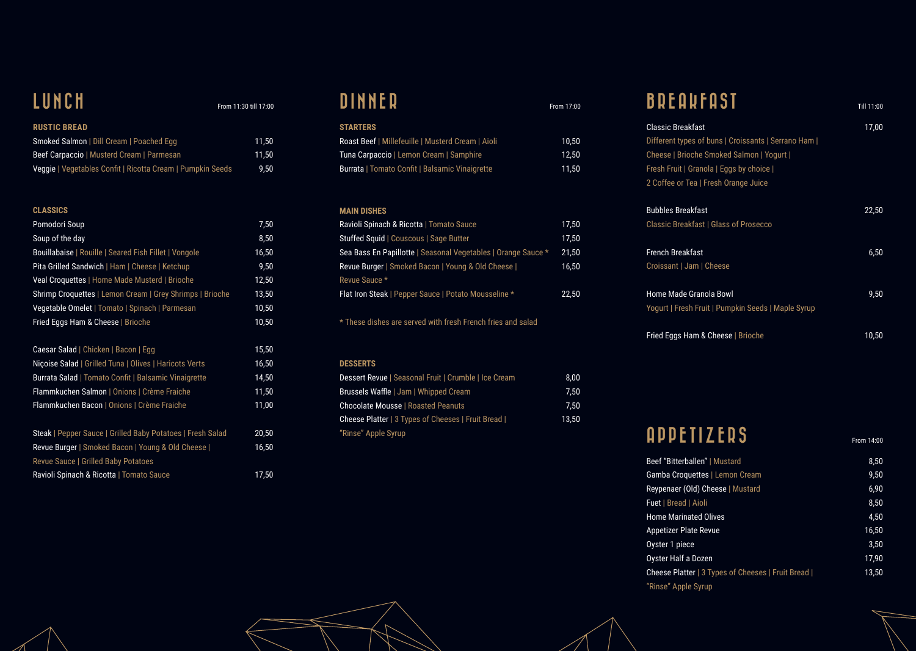# LUNCH

From 11:30 till 17:00

## RUSTIC BREAD

| | |
|---|---|
| Smoked Salmon \| Dill Cream \| Poached Egg | 11,50 |
| Beef Carpaccio \| Musterd Cream \| Parmesan | 11,50 |
| Veggie \| Vegetables Confit \| Ricotta Cream \| Pumpkin Seeds | 9,50 |

## CLASSICS

| | |
|---|---|
| Pomodori Soup | 7,50 |
| Soup of the day | 8,50 |
| Bouillabaise \| Rouille \| Seared Fish Fillet \| Vongole | 16,50 |
| Pita Grilled Sandwich \| Ham \| Cheese \| Ketchup | 9,50 |
| Veal Croquettes \| Home Made Musterd \| Brioche | 12,50 |
| Shrimp Croquettes \| Lemon Cream \| Grey Shrimps \| Brioche | 13,50 |
| Vegetable Omelet \| Tomato \| Spinach \| Parmesan | 10,50 |
| Fried Eggs Ham & Cheese \| Brioche | 10,50 |
| Caesar Salad \| Chicken \| Bacon \| Egg | 15,50 |
| Niçoise Salad \| Grilled Tuna \| Olives \| Haricots Verts | 16,50 |
| Burrata Salad \| Tomato Confit \| Balsamic Vinaigrette | 14,50 |
| Flammkuchen Salmon \| Onions \| Crème Fraiche | 11,50 |
| Flammkuchen Bacon \| Onions \| Crème Fraiche | 11,00 |
| Steak \| Pepper Sauce \| Grilled Baby Potatoes \| Fresh Salad | 20,50 |
| Revue Burger \| Smoked Bacon \| Young & Old Cheese \| Revue Sauce \| Grilled Baby Potatoes | 16,50 |
| Ravioli Spinach & Ricotta \| Tomato Sauce | 17,50 |

# DINNER

From 17:00

## STARTERS

| | |
|---|---|
| Roast Beef \| Millefeuille \| Musterd Cream \| Aioli | 10,50 |
| Tuna Carpaccio \| Lemon Cream \| Samphire | 12,50 |
| Burrata \| Tomato Confit \| Balsamic Vinaigrette | 11,50 |

## MAIN DISHES

| | |
|---|---|
| Ravioli Spinach & Ricotta \| Tomato Sauce | 17,50 |
| Stuffed Squid \| Couscous \| Sage Butter | 17,50 |
| Sea Bass En Papillotte \| Seasonal Vegetables \| Orange Sauce * | 21,50 |
| Revue Burger \| Smoked Bacon \| Young & Old Cheese \| Revue Sauce * | 16,50 |
| Flat Iron Steak \| Pepper Sauce \| Potato Mousseline * | 22,50 |

* These dishes are served with fresh French fries and salad

## DESSERTS

| | |
|---|---|
| Dessert Revue \| Seasonal Fruit \| Crumble \| Ice Cream | 8,00 |
| Brussels Waffle \| Jam \| Whipped Cream | 7,50 |
| Chocolate Mousse \| Roasted Peanuts | 7,50 |
| Cheese Platter \| 3 Types of Cheeses \| Fruit Bread \| "Rinse" Apple Syrup | 13,50 |

# BREAKFAST

Till 11:00

| | |
|---|---|
| Classic Breakfast<br>Different types of buns \| Croissants \| Serrano Ham \| Cheese \| Brioche Smoked Salmon \| Yogurt \| Fresh Fruit \| Granola \| Eggs by choice \| 2 Coffee or Tea \| Fresh Orange Juice | 17,00 |
| Bubbles Breakfast<br>Classic Breakfast \| Glass of Prosecco | 22,50 |
| French Breakfast<br>Croissant \| Jam \| Cheese | 6,50 |
| Home Made Granola Bowl<br>Yogurt \| Fresh Fruit \| Pumpkin Seeds \| Maple Syrup | 9,50 |
| Fried Eggs Ham & Cheese \| Brioche | 10,50 |

# APPETIZERS

From 14:00

| | |
|---|---|
| Beef "Bitterballen" \| Mustard | 8,50 |
| Gamba Croquettes \| Lemon Cream | 9,50 |
| Reypenaer (Old) Cheese \| Mustard | 6,90 |
| Fuet \| Bread \| Aioli | 8,50 |
| Home Marinated Olives | 4,50 |
| Appetizer Plate Revue | 16,50 |
| Oyster 1 piece | 3,50 |
| Oyster Half a Dozen | 17,90 |
| Cheese Platter \| 3 Types of Cheeses \| Fruit Bread \| "Rinse" Apple Syrup | 13,50 |